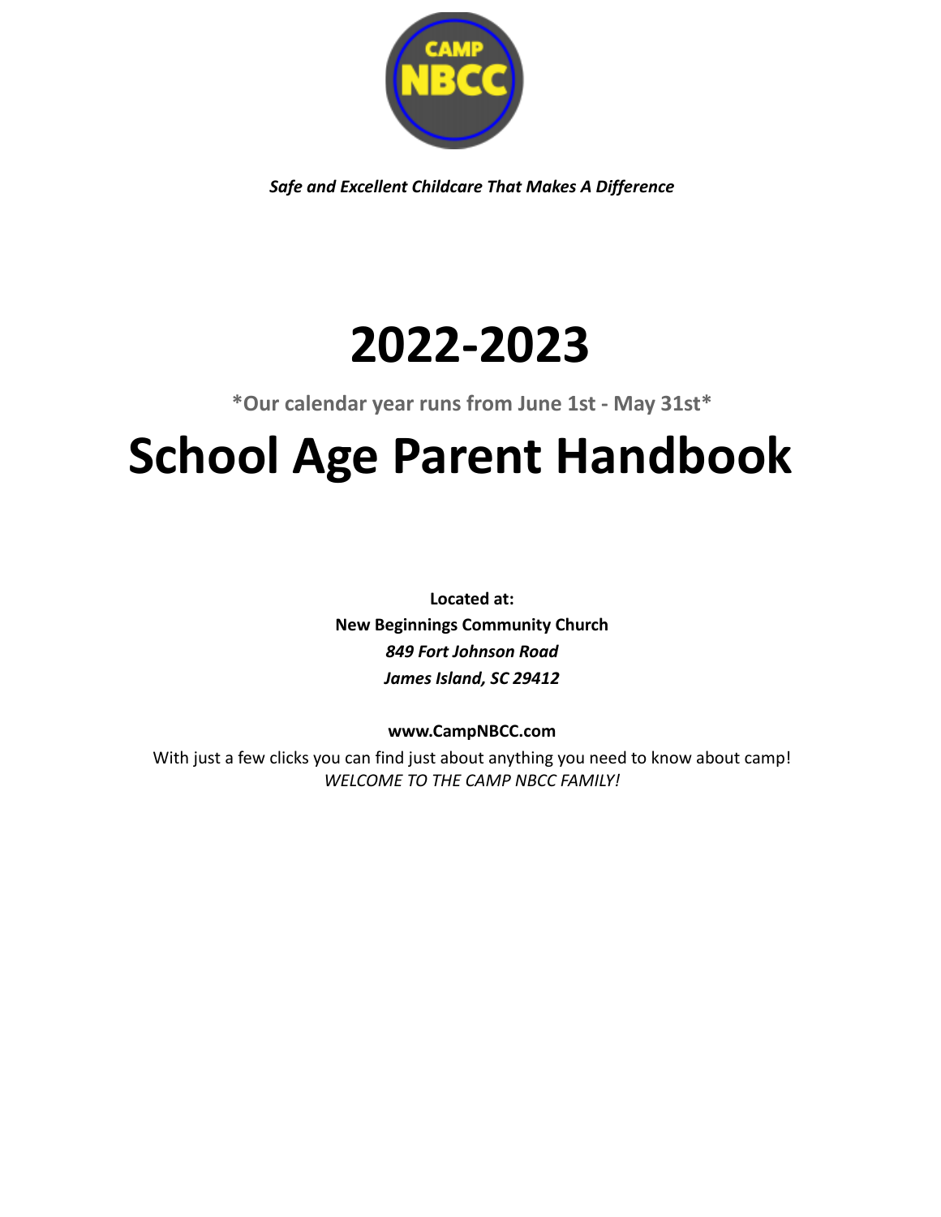CAMP NBCC

***Safe and Excellent Childcare That Makes A Difference***

# 2022-2023

**\*Our calendar year runs from June 1st - May 31st\***

# School Age Parent Handbook

**Located at:**
**New Beginnings Community Church**
***849 Fort Johnson Road***
***James Island, SC 29412***

**www.CampNBCC.com**

With just a few clicks you can find just about anything you need to know about camp!
*WELCOME TO THE CAMP NBCC FAMILY!*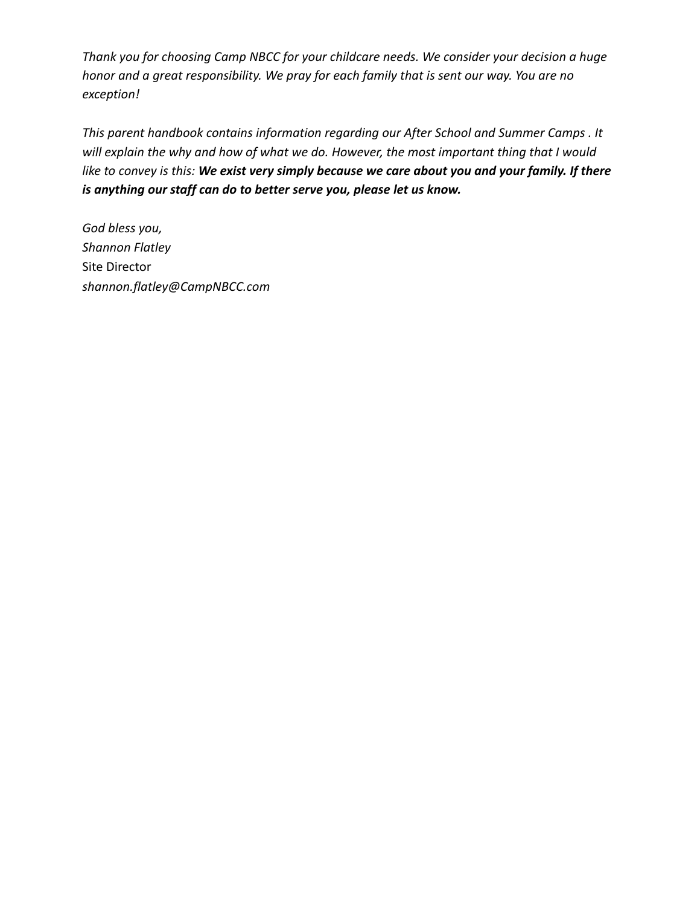*Thank you for choosing Camp NBCC for your childcare needs. We consider your decision a huge honor and a great responsibility. We pray for each family that is sent our way. You are no exception!*

*This parent handbook contains information regarding our After School and Summer Camps . It will explain the why and how of what we do. However, the most important thing that I would like to convey is this:* ***We exist very simply because we care about you and your family. If there is anything our staff can do to better serve you, please let us know.***

*God bless you,*
*Shannon Flatley*
Site Director
*shannon.flatley@CampNBCC.com*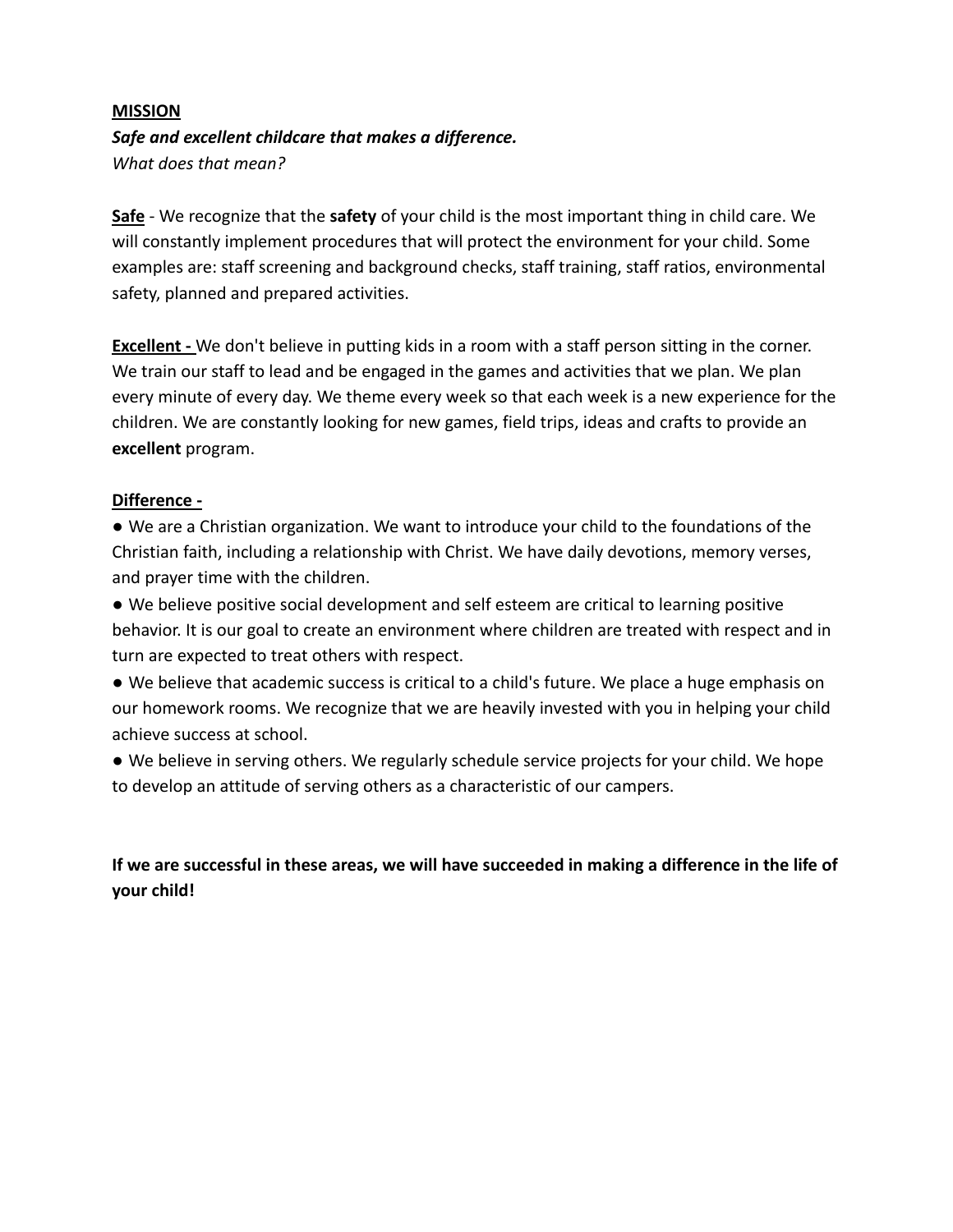## MISSION

***Safe and excellent childcare that makes a difference.***
*What does that mean?*

**Safe** - We recognize that the **safety** of your child is the most important thing in child care. We will constantly implement procedures that will protect the environment for your child. Some examples are: staff screening and background checks, staff training, staff ratios, environmental safety, planned and prepared activities.

**Excellent -** We don't believe in putting kids in a room with a staff person sitting in the corner. We train our staff to lead and be engaged in the games and activities that we plan. We plan every minute of every day. We theme every week so that each week is a new experience for the children. We are constantly looking for new games, field trips, ideas and crafts to provide an **excellent** program.

**Difference -**

- We are a Christian organization. We want to introduce your child to the foundations of the Christian faith, including a relationship with Christ. We have daily devotions, memory verses, and prayer time with the children.
- We believe positive social development and self esteem are critical to learning positive behavior. It is our goal to create an environment where children are treated with respect and in turn are expected to treat others with respect.
- We believe that academic success is critical to a child's future. We place a huge emphasis on our homework rooms. We recognize that we are heavily invested with you in helping your child achieve success at school.
- We believe in serving others. We regularly schedule service projects for your child. We hope to develop an attitude of serving others as a characteristic of our campers.

**If we are successful in these areas, we will have succeeded in making a difference in the life of your child!**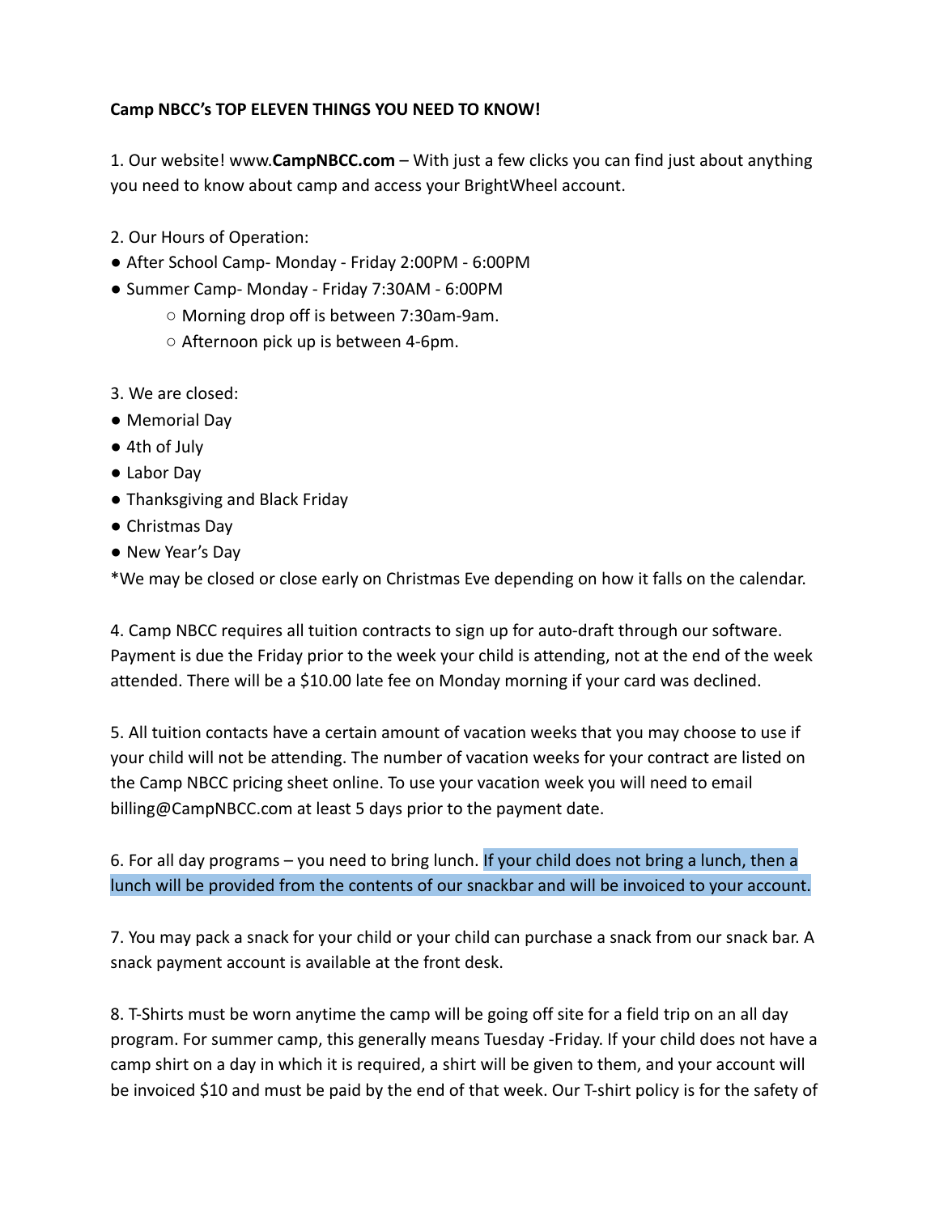**Camp NBCC's TOP ELEVEN THINGS YOU NEED TO KNOW!**

1. Our website! www.**CampNBCC.com** – With just a few clicks you can find just about anything you need to know about camp and access your BrightWheel account.

2. Our Hours of Operation:
   - After School Camp- Monday - Friday 2:00PM - 6:00PM
   - Summer Camp- Monday - Friday 7:30AM - 6:00PM
     - Morning drop off is between 7:30am-9am.
     - Afternoon pick up is between 4-6pm.

3. We are closed:
   - Memorial Day
   - 4th of July
   - Labor Day
   - Thanksgiving and Black Friday
   - Christmas Day
   - New Year's Day

*We may be closed or close early on Christmas Eve depending on how it falls on the calendar.

4. Camp NBCC requires all tuition contracts to sign up for auto-draft through our software. Payment is due the Friday prior to the week your child is attending, not at the end of the week attended. There will be a $10.00 late fee on Monday morning if your card was declined.

5. All tuition contacts have a certain amount of vacation weeks that you may choose to use if your child will not be attending. The number of vacation weeks for your contract are listed on the Camp NBCC pricing sheet online. To use your vacation week you will need to email billing@CampNBCC.com at least 5 days prior to the payment date.

6. For all day programs – you need to bring lunch. If your child does not bring a lunch, then a lunch will be provided from the contents of our snackbar and will be invoiced to your account.

7. You may pack a snack for your child or your child can purchase a snack from our snack bar. A snack payment account is available at the front desk.

8. T-Shirts must be worn anytime the camp will be going off site for a field trip on an all day program. For summer camp, this generally means Tuesday -Friday. If your child does not have a camp shirt on a day in which it is required, a shirt will be given to them, and your account will be invoiced $10 and must be paid by the end of that week. Our T-shirt policy is for the safety of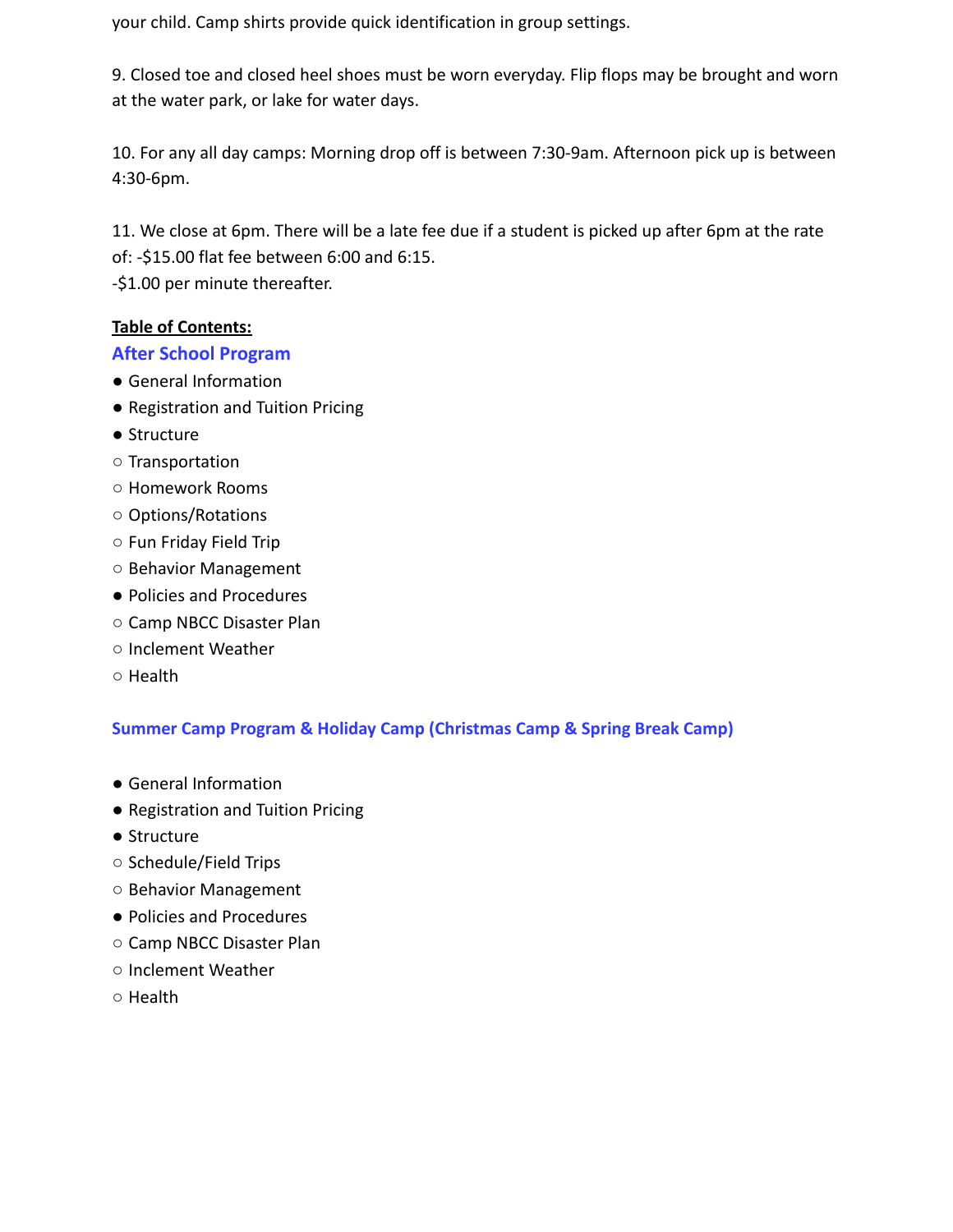your child. Camp shirts provide quick identification in group settings.

9. Closed toe and closed heel shoes must be worn everyday. Flip flops may be brought and worn at the water park, or lake for water days.

10. For any all day camps: Morning drop off is between 7:30-9am. Afternoon pick up is between 4:30-6pm.

11. We close at 6pm. There will be a late fee due if a student is picked up after 6pm at the rate of: -$15.00 flat fee between 6:00 and 6:15.
-$1.00 per minute thereafter.

**Table of Contents:**

## After School Program

- General Information
- Registration and Tuition Pricing
- Structure
  - Transportation
  - Homework Rooms
  - Options/Rotations
  - Fun Friday Field Trip
  - Behavior Management
- Policies and Procedures
  - Camp NBCC Disaster Plan
  - Inclement Weather
  - Health

## Summer Camp Program & Holiday Camp (Christmas Camp & Spring Break Camp)

- General Information
- Registration and Tuition Pricing
- Structure
  - Schedule/Field Trips
  - Behavior Management
- Policies and Procedures
  - Camp NBCC Disaster Plan
  - Inclement Weather
  - Health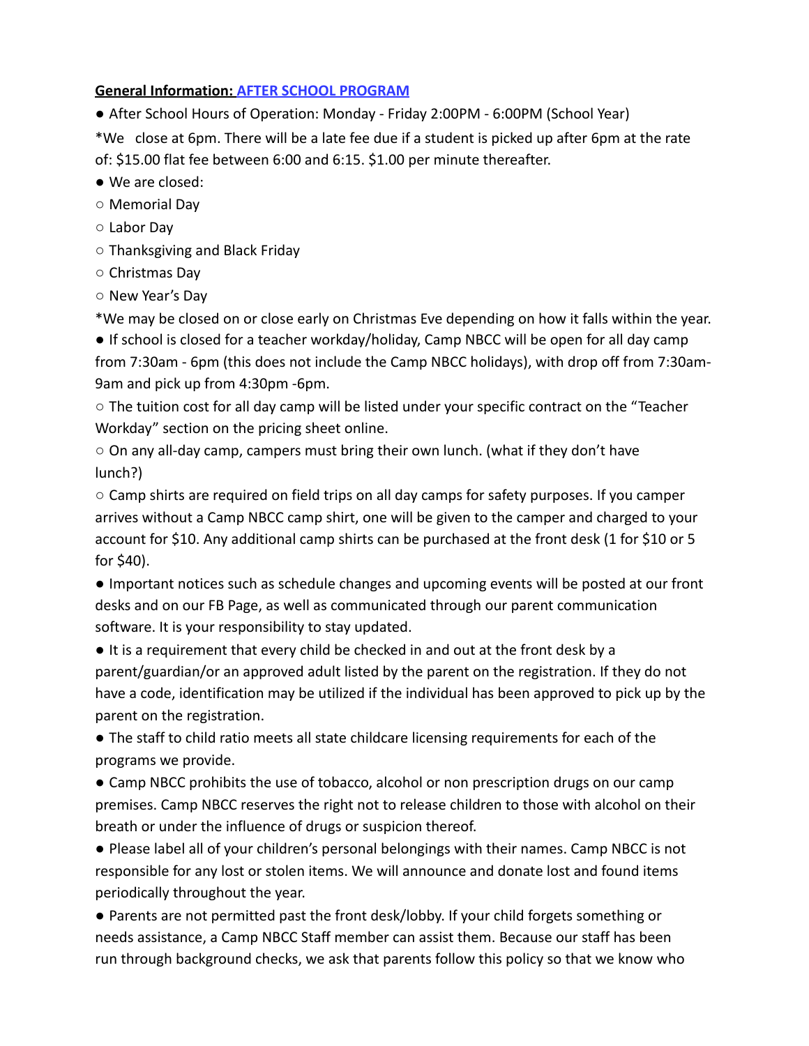**General Information: AFTER SCHOOL PROGRAM**

- After School Hours of Operation: Monday - Friday 2:00PM - 6:00PM (School Year)

*We close at 6pm. There will be a late fee due if a student is picked up after 6pm at the rate of: $15.00 flat fee between 6:00 and 6:15. $1.00 per minute thereafter.

- We are closed:
  - Memorial Day
  - Labor Day
  - Thanksgiving and Black Friday
  - Christmas Day
  - New Year's Day

*We may be closed on or close early on Christmas Eve depending on how it falls within the year.

- If school is closed for a teacher workday/holiday, Camp NBCC will be open for all day camp from 7:30am - 6pm (this does not include the Camp NBCC holidays), with drop off from 7:30am-9am and pick up from 4:30pm -6pm.
  - The tuition cost for all day camp will be listed under your specific contract on the "Teacher Workday" section on the pricing sheet online.
  - On any all-day camp, campers must bring their own lunch. (what if they don't have lunch?)
  - Camp shirts are required on field trips on all day camps for safety purposes. If you camper arrives without a Camp NBCC camp shirt, one will be given to the camper and charged to your account for $10. Any additional camp shirts can be purchased at the front desk (1 for $10 or 5 for $40).
- Important notices such as schedule changes and upcoming events will be posted at our front desks and on our FB Page, as well as communicated through our parent communication software. It is your responsibility to stay updated.
- It is a requirement that every child be checked in and out at the front desk by a parent/guardian/or an approved adult listed by the parent on the registration. If they do not have a code, identification may be utilized if the individual has been approved to pick up by the parent on the registration.
- The staff to child ratio meets all state childcare licensing requirements for each of the programs we provide.
- Camp NBCC prohibits the use of tobacco, alcohol or non prescription drugs on our camp premises. Camp NBCC reserves the right not to release children to those with alcohol on their breath or under the influence of drugs or suspicion thereof.
- Please label all of your children's personal belongings with their names. Camp NBCC is not responsible for any lost or stolen items. We will announce and donate lost and found items periodically throughout the year.
- Parents are not permitted past the front desk/lobby. If your child forgets something or needs assistance, a Camp NBCC Staff member can assist them. Because our staff has been run through background checks, we ask that parents follow this policy so that we know who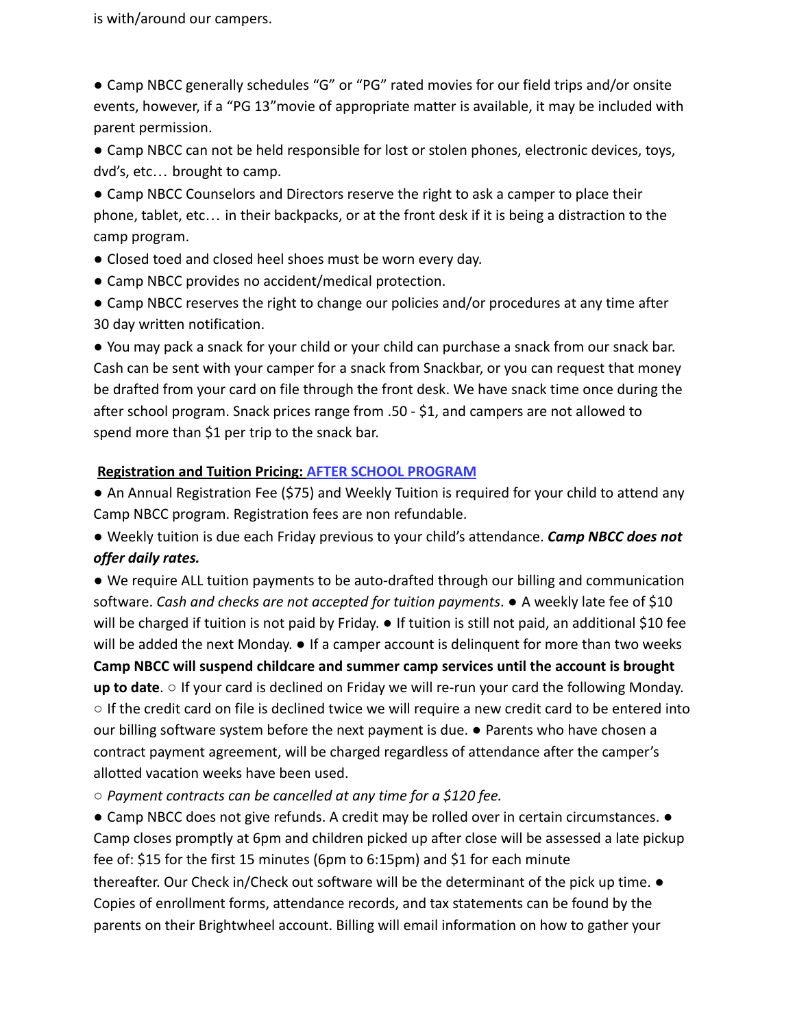is with/around our campers.

● Camp NBCC generally schedules "G" or "PG" rated movies for our field trips and/or onsite events, however, if a "PG 13"movie of appropriate matter is available, it may be included with parent permission.

● Camp NBCC can not be held responsible for lost or stolen phones, electronic devices, toys, dvd's, etc… brought to camp.

● Camp NBCC Counselors and Directors reserve the right to ask a camper to place their phone, tablet, etc… in their backpacks, or at the front desk if it is being a distraction to the camp program.

● Closed toed and closed heel shoes must be worn every day.

● Camp NBCC provides no accident/medical protection.

● Camp NBCC reserves the right to change our policies and/or procedures at any time after 30 day written notification.

● You may pack a snack for your child or your child can purchase a snack from our snack bar. Cash can be sent with your camper for a snack from Snackbar, or you can request that money be drafted from your card on file through the front desk. We have snack time once during the after school program. Snack prices range from .50 - $1, and campers are not allowed to spend more than $1 per trip to the snack bar.

**Registration and Tuition Pricing: AFTER SCHOOL PROGRAM**

● An Annual Registration Fee ($75) and Weekly Tuition is required for your child to attend any Camp NBCC program. Registration fees are non refundable.

● Weekly tuition is due each Friday previous to your child's attendance. ***Camp NBCC does not offer daily rates.***

● We require ALL tuition payments to be auto-drafted through our billing and communication software. *Cash and checks are not accepted for tuition payments*. ● A weekly late fee of $10 will be charged if tuition is not paid by Friday. ● If tuition is still not paid, an additional $10 fee will be added the next Monday. ● If a camper account is delinquent for more than two weeks **Camp NBCC will suspend childcare and summer camp services until the account is brought up to date**. ○ If your card is declined on Friday we will re-run your card the following Monday. ○ If the credit card on file is declined twice we will require a new credit card to be entered into our billing software system before the next payment is due. ● Parents who have chosen a contract payment agreement, will be charged regardless of attendance after the camper's allotted vacation weeks have been used.

○ *Payment contracts can be cancelled at any time for a $120 fee.*

● Camp NBCC does not give refunds. A credit may be rolled over in certain circumstances. ● Camp closes promptly at 6pm and children picked up after close will be assessed a late pickup fee of: $15 for the first 15 minutes (6pm to 6:15pm) and $1 for each minute thereafter. Our Check in/Check out software will be the determinant of the pick up time. ● Copies of enrollment forms, attendance records, and tax statements can be found by the parents on their Brightwheel account. Billing will email information on how to gather your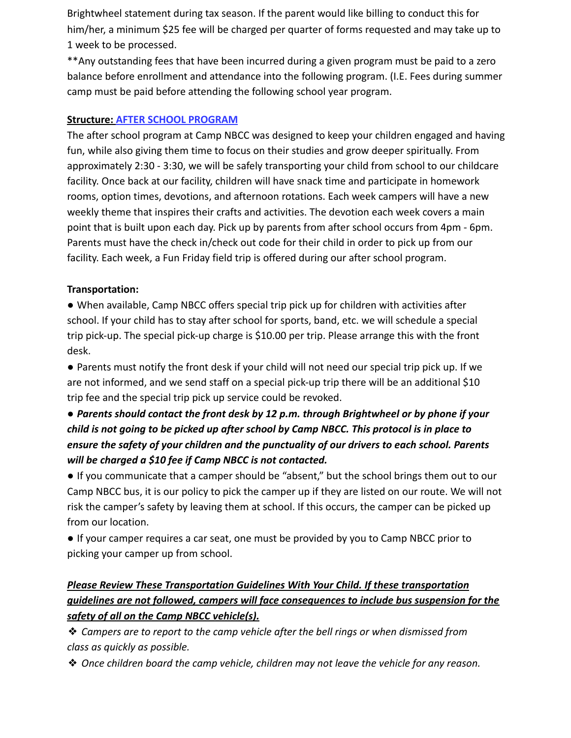Brightwheel statement during tax season. If the parent would like billing to conduct this for him/her, a minimum $25 fee will be charged per quarter of forms requested and may take up to 1 week to be processed.

**Any outstanding fees that have been incurred during a given program must be paid to a zero balance before enrollment and attendance into the following program. (I.E. Fees during summer camp must be paid before attending the following school year program.

**<u>Structure:</u>** **<u>AFTER SCHOOL PROGRAM</u>**

The after school program at Camp NBCC was designed to keep your children engaged and having fun, while also giving them time to focus on their studies and grow deeper spiritually. From approximately 2:30 - 3:30, we will be safely transporting your child from school to our childcare facility. Once back at our facility, children will have snack time and participate in homework rooms, option times, devotions, and afternoon rotations. Each week campers will have a new weekly theme that inspires their crafts and activities. The devotion each week covers a main point that is built upon each day. Pick up by parents from after school occurs from 4pm - 6pm. Parents must have the check in/check out code for their child in order to pick up from our facility. Each week, a Fun Friday field trip is offered during our after school program.

**Transportation:**

- When available, Camp NBCC offers special trip pick up for children with activities after school. If your child has to stay after school for sports, band, etc. we will schedule a special trip pick-up. The special pick-up charge is $10.00 per trip. Please arrange this with the front desk.
- Parents must notify the front desk if your child will not need our special trip pick up. If we are not informed, and we send staff on a special pick-up trip there will be an additional $10 trip fee and the special trip pick up service could be revoked.
- ***Parents should contact the front desk by 12 p.m. through Brightwheel or by phone if your child is not going to be picked up after school by Camp NBCC. This protocol is in place to ensure the safety of your children and the punctuality of our drivers to each school. Parents will be charged a $10 fee if Camp NBCC is not contacted.***
- If you communicate that a camper should be "absent," but the school brings them out to our Camp NBCC bus, it is our policy to pick the camper up if they are listed on our route. We will not risk the camper's safety by leaving them at school. If this occurs, the camper can be picked up from our location.
- If your camper requires a car seat, one must be provided by you to Camp NBCC prior to picking your camper up from school.

***<u>Please Review These Transportation Guidelines With Your Child. If these transportation guidelines are not followed, campers will face consequences to include bus suspension for the safety of all on the Camp NBCC vehicle(s).</u>***

- *Campers are to report to the camp vehicle after the bell rings or when dismissed from class as quickly as possible.*
- *Once children board the camp vehicle, children may not leave the vehicle for any reason.*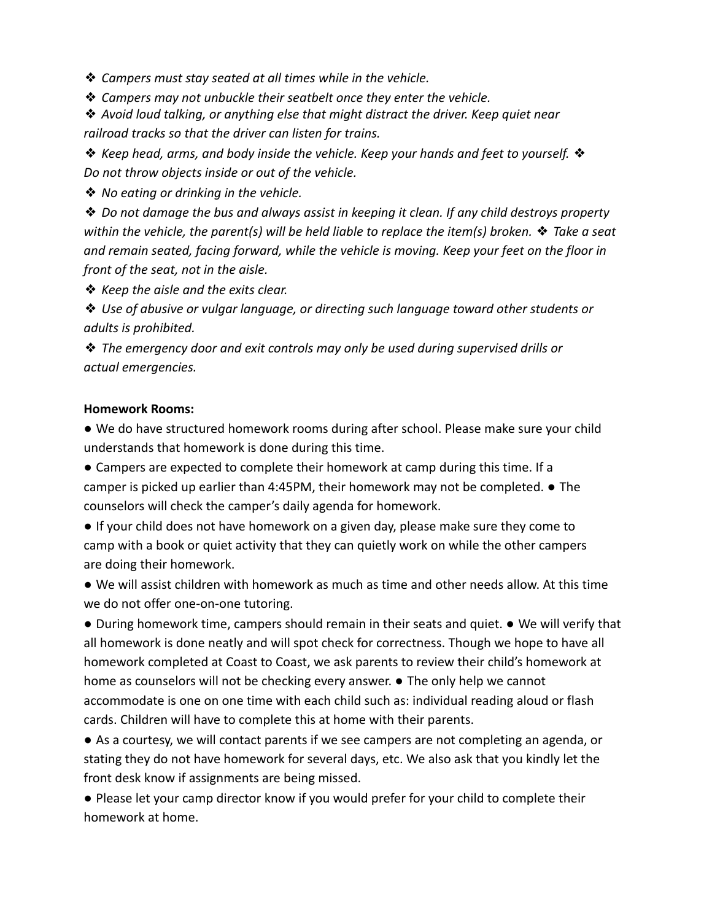- *Campers must stay seated at all times while in the vehicle.*
- *Campers may not unbuckle their seatbelt once they enter the vehicle.*
- *Avoid loud talking, or anything else that might distract the driver. Keep quiet near railroad tracks so that the driver can listen for trains.*
- *Keep head, arms, and body inside the vehicle. Keep your hands and feet to yourself.*
- *Do not throw objects inside or out of the vehicle.*
- *No eating or drinking in the vehicle.*
- *Do not damage the bus and always assist in keeping it clean. If any child destroys property within the vehicle, the parent(s) will be held liable to replace the item(s) broken.*
- *Take a seat and remain seated, facing forward, while the vehicle is moving. Keep your feet on the floor in front of the seat, not in the aisle.*
- *Keep the aisle and the exits clear.*
- *Use of abusive or vulgar language, or directing such language toward other students or adults is prohibited.*
- *The emergency door and exit controls may only be used during supervised drills or actual emergencies.*

**Homework Rooms:**

- We do have structured homework rooms during after school. Please make sure your child understands that homework is done during this time.
- Campers are expected to complete their homework at camp during this time. If a camper is picked up earlier than 4:45PM, their homework may not be completed.
- The counselors will check the camper's daily agenda for homework.
- If your child does not have homework on a given day, please make sure they come to camp with a book or quiet activity that they can quietly work on while the other campers are doing their homework.
- We will assist children with homework as much as time and other needs allow. At this time we do not offer one-on-one tutoring.
- During homework time, campers should remain in their seats and quiet.
- We will verify that all homework is done neatly and will spot check for correctness. Though we hope to have all homework completed at Coast to Coast, we ask parents to review their child's homework at home as counselors will not be checking every answer.
- The only help we cannot accommodate is one on one time with each child such as: individual reading aloud or flash cards. Children will have to complete this at home with their parents.
- As a courtesy, we will contact parents if we see campers are not completing an agenda, or stating they do not have homework for several days, etc. We also ask that you kindly let the front desk know if assignments are being missed.
- Please let your camp director know if you would prefer for your child to complete their homework at home.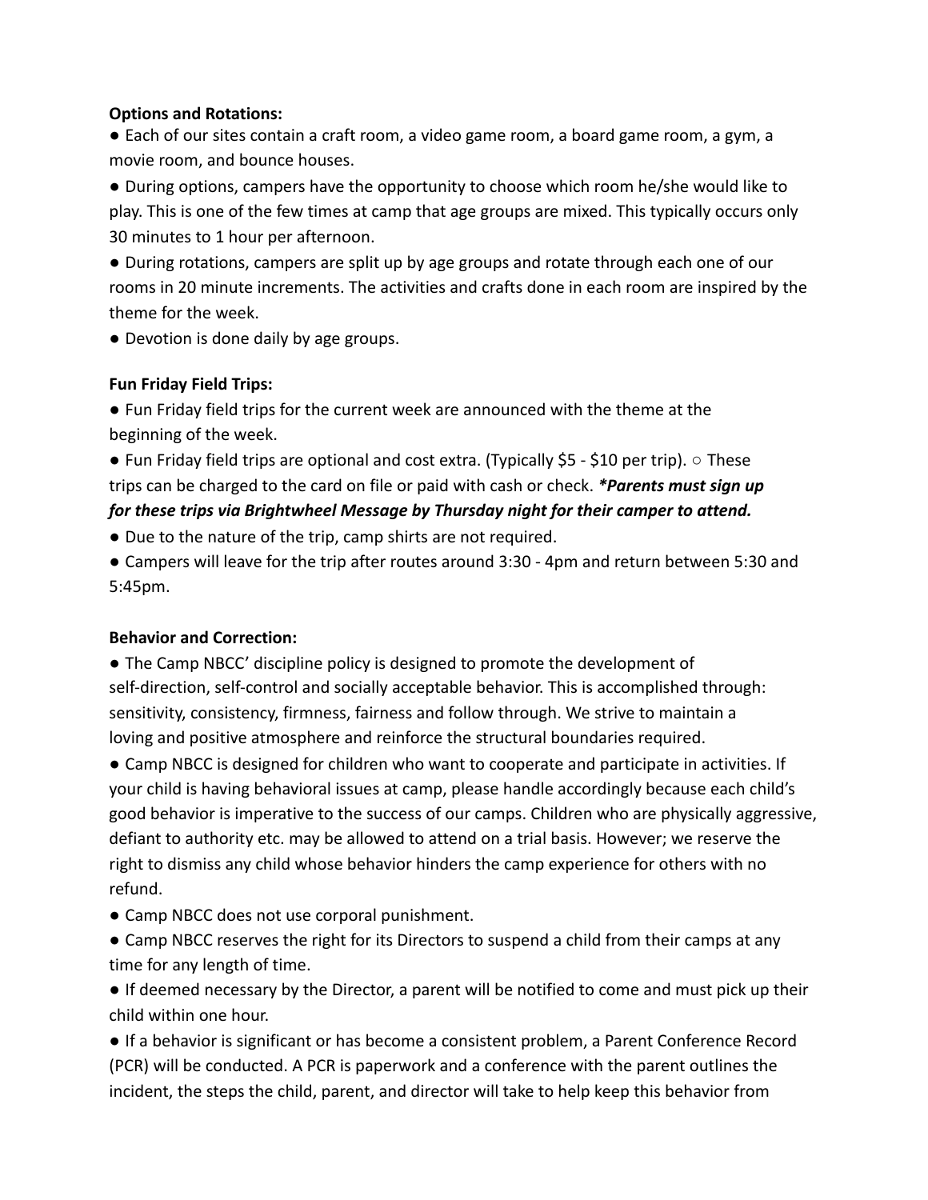**Options and Rotations:**

- Each of our sites contain a craft room, a video game room, a board game room, a gym, a movie room, and bounce houses.
- During options, campers have the opportunity to choose which room he/she would like to play. This is one of the few times at camp that age groups are mixed. This typically occurs only 30 minutes to 1 hour per afternoon.
- During rotations, campers are split up by age groups and rotate through each one of our rooms in 20 minute increments. The activities and crafts done in each room are inspired by the theme for the week.
- Devotion is done daily by age groups.

**Fun Friday Field Trips:**

- Fun Friday field trips for the current week are announced with the theme at the beginning of the week.
- Fun Friday field trips are optional and cost extra. (Typically $5 - $10 per trip).
  - These trips can be charged to the card on file or paid with cash or check. ***Parents must sign up for these trips via Brightwheel Message by Thursday night for their camper to attend.***
- Due to the nature of the trip, camp shirts are not required.
- Campers will leave for the trip after routes around 3:30 - 4pm and return between 5:30 and 5:45pm.

**Behavior and Correction:**

- The Camp NBCC' discipline policy is designed to promote the development of self-direction, self-control and socially acceptable behavior. This is accomplished through: sensitivity, consistency, firmness, fairness and follow through. We strive to maintain a loving and positive atmosphere and reinforce the structural boundaries required.
- Camp NBCC is designed for children who want to cooperate and participate in activities. If your child is having behavioral issues at camp, please handle accordingly because each child's good behavior is imperative to the success of our camps. Children who are physically aggressive, defiant to authority etc. may be allowed to attend on a trial basis. However; we reserve the right to dismiss any child whose behavior hinders the camp experience for others with no refund.
- Camp NBCC does not use corporal punishment.
- Camp NBCC reserves the right for its Directors to suspend a child from their camps at any time for any length of time.
- If deemed necessary by the Director, a parent will be notified to come and must pick up their child within one hour.
- If a behavior is significant or has become a consistent problem, a Parent Conference Record (PCR) will be conducted. A PCR is paperwork and a conference with the parent outlines the incident, the steps the child, parent, and director will take to help keep this behavior from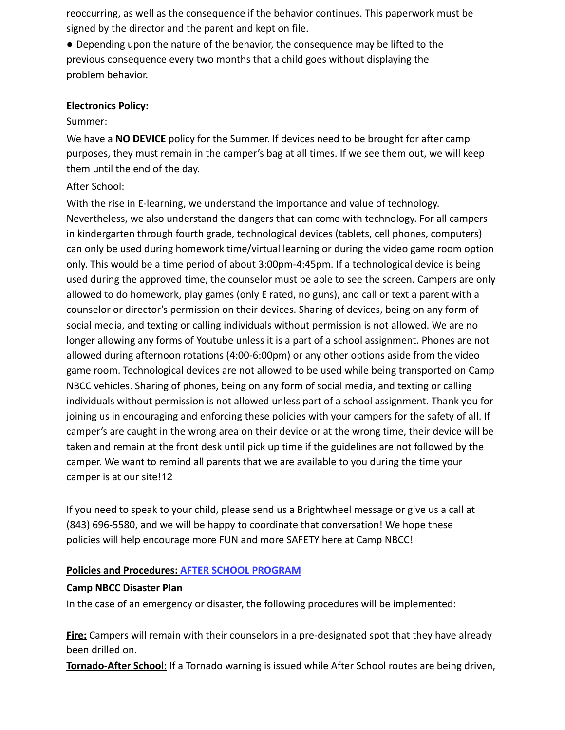reoccurring, as well as the consequence if the behavior continues. This paperwork must be signed by the director and the parent and kept on file.

- Depending upon the nature of the behavior, the consequence may be lifted to the previous consequence every two months that a child goes without displaying the problem behavior.

**Electronics Policy:**

Summer:

We have a **NO DEVICE** policy for the Summer. If devices need to be brought for after camp purposes, they must remain in the camper's bag at all times. If we see them out, we will keep them until the end of the day.

After School:

With the rise in E-learning, we understand the importance and value of technology. Nevertheless, we also understand the dangers that can come with technology. For all campers in kindergarten through fourth grade, technological devices (tablets, cell phones, computers) can only be used during homework time/virtual learning or during the video game room option only. This would be a time period of about 3:00pm-4:45pm. If a technological device is being used during the approved time, the counselor must be able to see the screen. Campers are only allowed to do homework, play games (only E rated, no guns), and call or text a parent with a counselor or director's permission on their devices. Sharing of devices, being on any form of social media, and texting or calling individuals without permission is not allowed. We are no longer allowing any forms of Youtube unless it is a part of a school assignment. Phones are not allowed during afternoon rotations (4:00-6:00pm) or any other options aside from the video game room. Technological devices are not allowed to be used while being transported on Camp NBCC vehicles. Sharing of phones, being on any form of social media, and texting or calling individuals without permission is not allowed unless part of a school assignment. Thank you for joining us in encouraging and enforcing these policies with your campers for the safety of all. If camper's are caught in the wrong area on their device or at the wrong time, their device will be taken and remain at the front desk until pick up time if the guidelines are not followed by the camper. We want to remind all parents that we are available to you during the time your camper is at our site!12

If you need to speak to your child, please send us a Brightwheel message or give us a call at (843) 696-5580, and we will be happy to coordinate that conversation! We hope these policies will help encourage more FUN and more SAFETY here at Camp NBCC!

**Policies and Procedures: AFTER SCHOOL PROGRAM**

**Camp NBCC Disaster Plan**

In the case of an emergency or disaster, the following procedures will be implemented:

**Fire:** Campers will remain with their counselors in a pre-designated spot that they have already been drilled on.

**Tornado-After School**: If a Tornado warning is issued while After School routes are being driven,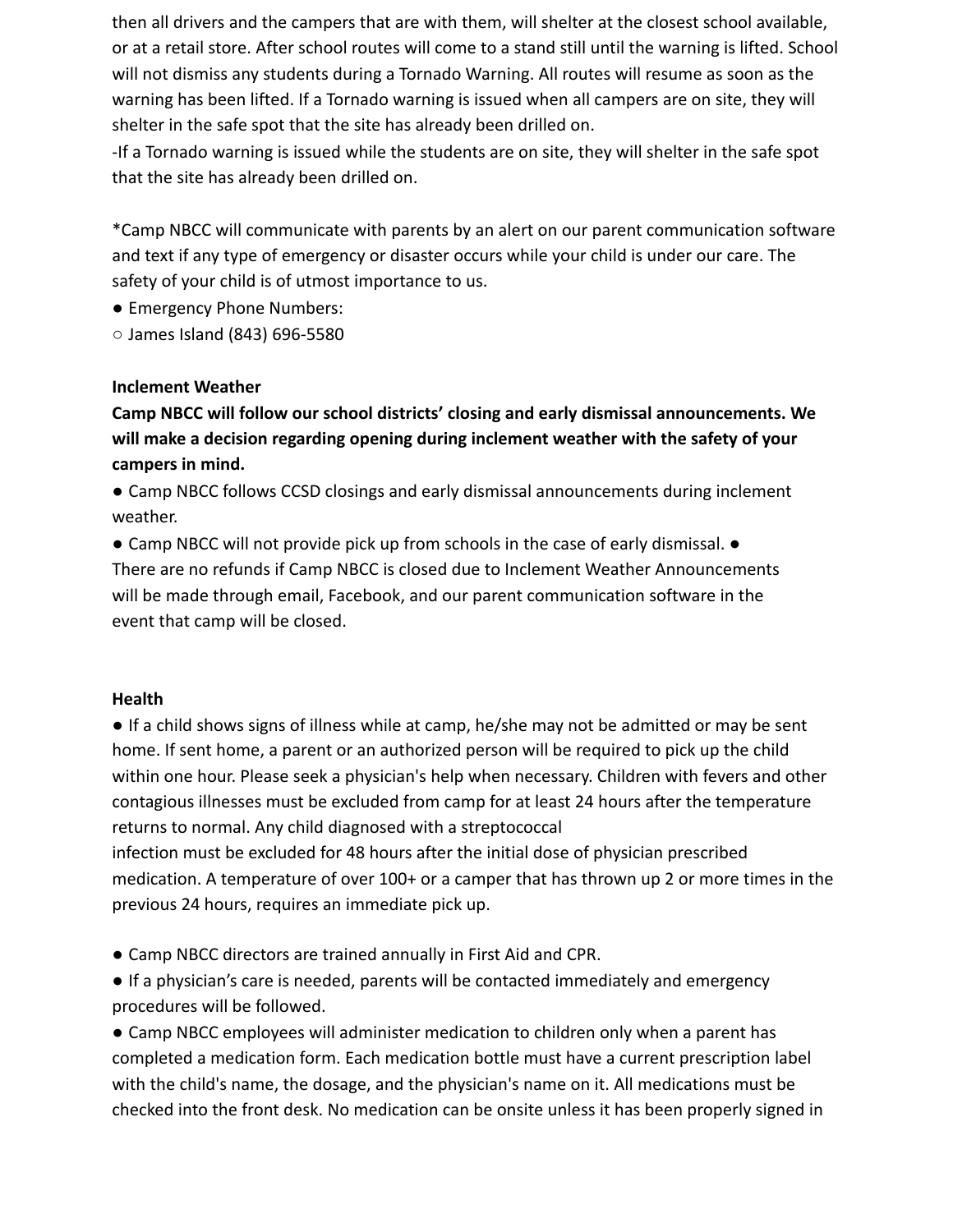then all drivers and the campers that are with them, will shelter at the closest school available, or at a retail store. After school routes will come to a stand still until the warning is lifted. School will not dismiss any students during a Tornado Warning. All routes will resume as soon as the warning has been lifted. If a Tornado warning is issued when all campers are on site, they will shelter in the safe spot that the site has already been drilled on.

-If a Tornado warning is issued while the students are on site, they will shelter in the safe spot that the site has already been drilled on.

*Camp NBCC will communicate with parents by an alert on our parent communication software and text if any type of emergency or disaster occurs while your child is under our care. The safety of your child is of utmost importance to us.

- Emergency Phone Numbers:
  - James Island (843) 696-5580

**Inclement Weather**

**Camp NBCC will follow our school districts' closing and early dismissal announcements. We will make a decision regarding opening during inclement weather with the safety of your campers in mind.**

- Camp NBCC follows CCSD closings and early dismissal announcements during inclement weather.
- Camp NBCC will not provide pick up from schools in the case of early dismissal. ● There are no refunds if Camp NBCC is closed due to Inclement Weather Announcements will be made through email, Facebook, and our parent communication software in the event that camp will be closed.

**Health**

- If a child shows signs of illness while at camp, he/she may not be admitted or may be sent home. If sent home, a parent or an authorized person will be required to pick up the child within one hour. Please seek a physician's help when necessary. Children with fevers and other contagious illnesses must be excluded from camp for at least 24 hours after the temperature returns to normal. Any child diagnosed with a streptococcal infection must be excluded for 48 hours after the initial dose of physician prescribed medication. A temperature of over 100+ or a camper that has thrown up 2 or more times in the previous 24 hours, requires an immediate pick up.

- Camp NBCC directors are trained annually in First Aid and CPR.
- If a physician's care is needed, parents will be contacted immediately and emergency procedures will be followed.
- Camp NBCC employees will administer medication to children only when a parent has completed a medication form. Each medication bottle must have a current prescription label with the child's name, the dosage, and the physician's name on it. All medications must be checked into the front desk. No medication can be onsite unless it has been properly signed in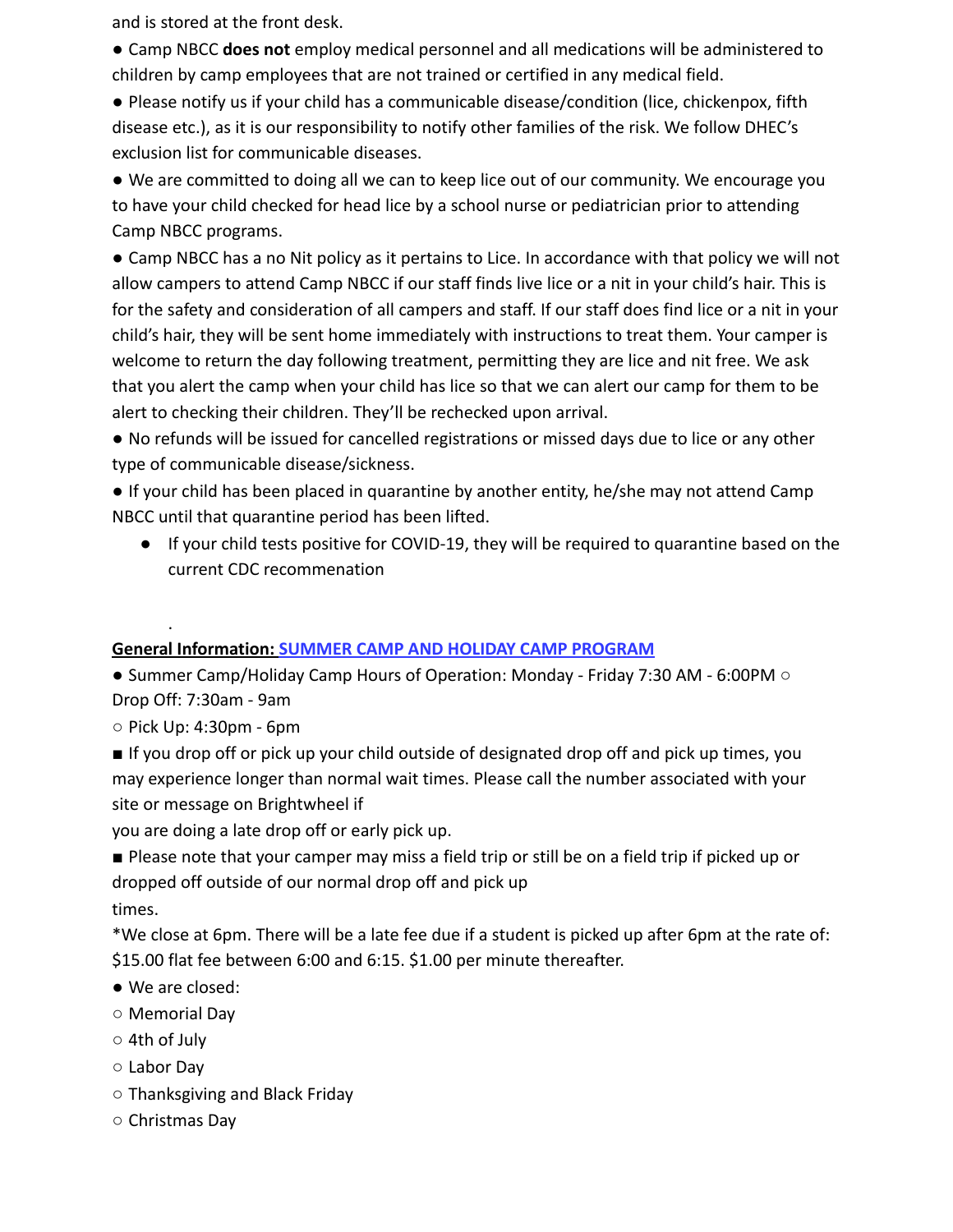and is stored at the front desk.

- Camp NBCC **does not** employ medical personnel and all medications will be administered to children by camp employees that are not trained or certified in any medical field.
- Please notify us if your child has a communicable disease/condition (lice, chickenpox, fifth disease etc.), as it is our responsibility to notify other families of the risk. We follow DHEC's exclusion list for communicable diseases.
- We are committed to doing all we can to keep lice out of our community. We encourage you to have your child checked for head lice by a school nurse or pediatrician prior to attending Camp NBCC programs.
- Camp NBCC has a no Nit policy as it pertains to Lice. In accordance with that policy we will not allow campers to attend Camp NBCC if our staff finds live lice or a nit in your child's hair. This is for the safety and consideration of all campers and staff. If our staff does find lice or a nit in your child's hair, they will be sent home immediately with instructions to treat them. Your camper is welcome to return the day following treatment, permitting they are lice and nit free. We ask that you alert the camp when your child has lice so that we can alert our camp for them to be alert to checking their children. They'll be rechecked upon arrival.
- No refunds will be issued for cancelled registrations or missed days due to lice or any other type of communicable disease/sickness.
- If your child has been placed in quarantine by another entity, he/she may not attend Camp NBCC until that quarantine period has been lifted.
  - If your child tests positive for COVID-19, they will be required to quarantine based on the current CDC recommenation

.

**General Information: SUMMER CAMP AND HOLIDAY CAMP PROGRAM**

- Summer Camp/Holiday Camp Hours of Operation: Monday - Friday 7:30 AM - 6:00PM
  - Drop Off: 7:30am - 9am
  - Pick Up: 4:30pm - 6pm
    - If you drop off or pick up your child outside of designated drop off and pick up times, you may experience longer than normal wait times. Please call the number associated with your site or message on Brightwheel if you are doing a late drop off or early pick up.
    - Please note that your camper may miss a field trip or still be on a field trip if picked up or dropped off outside of our normal drop off and pick up times.

*We close at 6pm. There will be a late fee due if a student is picked up after 6pm at the rate of: $15.00 flat fee between 6:00 and 6:15. $1.00 per minute thereafter.

- We are closed:
  - Memorial Day
  - 4th of July
  - Labor Day
  - Thanksgiving and Black Friday
  - Christmas Day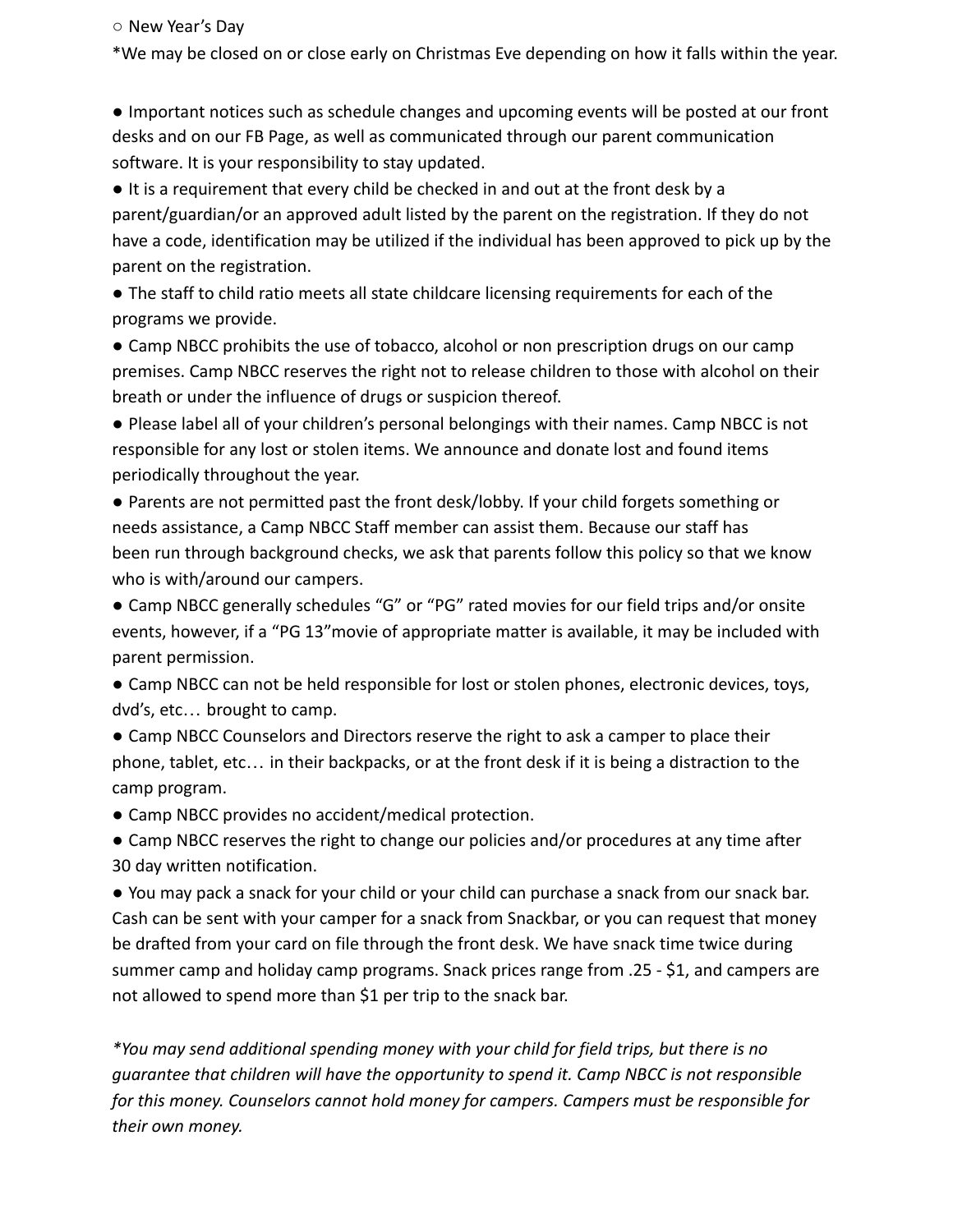○ New Year's Day

*We may be closed on or close early on Christmas Eve depending on how it falls within the year.

- Important notices such as schedule changes and upcoming events will be posted at our front desks and on our FB Page, as well as communicated through our parent communication software. It is your responsibility to stay updated.
- It is a requirement that every child be checked in and out at the front desk by a parent/guardian/or an approved adult listed by the parent on the registration. If they do not have a code, identification may be utilized if the individual has been approved to pick up by the parent on the registration.
- The staff to child ratio meets all state childcare licensing requirements for each of the programs we provide.
- Camp NBCC prohibits the use of tobacco, alcohol or non prescription drugs on our camp premises. Camp NBCC reserves the right not to release children to those with alcohol on their breath or under the influence of drugs or suspicion thereof.
- Please label all of your children's personal belongings with their names. Camp NBCC is not responsible for any lost or stolen items. We announce and donate lost and found items periodically throughout the year.
- Parents are not permitted past the front desk/lobby. If your child forgets something or needs assistance, a Camp NBCC Staff member can assist them. Because our staff has been run through background checks, we ask that parents follow this policy so that we know who is with/around our campers.
- Camp NBCC generally schedules "G" or "PG" rated movies for our field trips and/or onsite events, however, if a "PG 13"movie of appropriate matter is available, it may be included with parent permission.
- Camp NBCC can not be held responsible for lost or stolen phones, electronic devices, toys, dvd's, etc… brought to camp.
- Camp NBCC Counselors and Directors reserve the right to ask a camper to place their phone, tablet, etc… in their backpacks, or at the front desk if it is being a distraction to the camp program.
- Camp NBCC provides no accident/medical protection.
- Camp NBCC reserves the right to change our policies and/or procedures at any time after 30 day written notification.
- You may pack a snack for your child or your child can purchase a snack from our snack bar. Cash can be sent with your camper for a snack from Snackbar, or you can request that money be drafted from your card on file through the front desk. We have snack time twice during summer camp and holiday camp programs. Snack prices range from .25 - $1, and campers are not allowed to spend more than $1 per trip to the snack bar.

*\*You may send additional spending money with your child for field trips, but there is no guarantee that children will have the opportunity to spend it. Camp NBCC is not responsible for this money. Counselors cannot hold money for campers. Campers must be responsible for their own money.*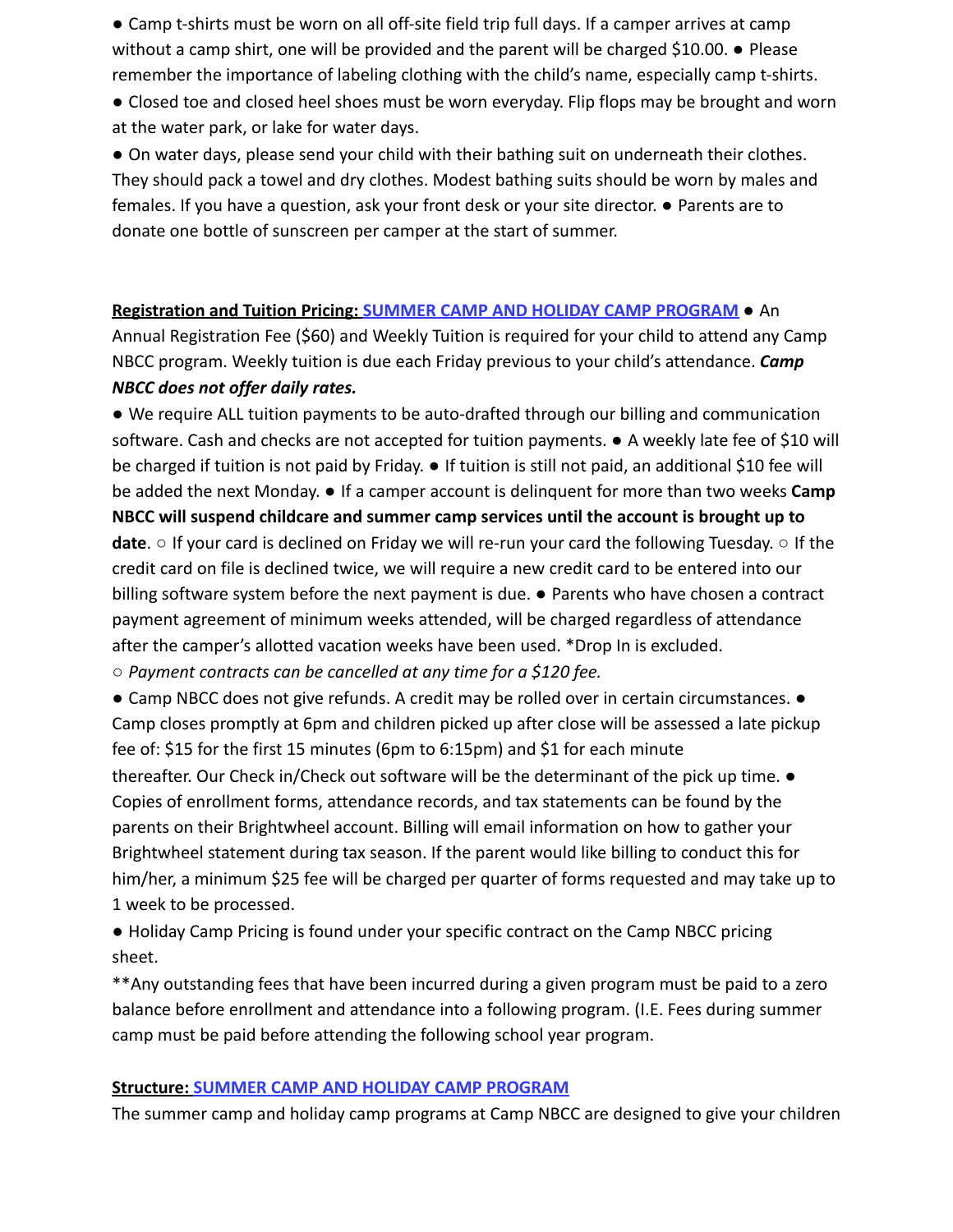- Camp t-shirts must be worn on all off-site field trip full days. If a camper arrives at camp without a camp shirt, one will be provided and the parent will be charged $10.00.
- Please remember the importance of labeling clothing with the child's name, especially camp t-shirts.
- Closed toe and closed heel shoes must be worn everyday. Flip flops may be brought and worn at the water park, or lake for water days.
- On water days, please send your child with their bathing suit on underneath their clothes. They should pack a towel and dry clothes. Modest bathing suits should be worn by males and females. If you have a question, ask your front desk or your site director.
- Parents are to donate one bottle of sunscreen per camper at the start of summer.

**Registration and Tuition Pricing: SUMMER CAMP AND HOLIDAY CAMP PROGRAM**

- An Annual Registration Fee ($60) and Weekly Tuition is required for your child to attend any Camp NBCC program. Weekly tuition is due each Friday previous to your child's attendance. ***Camp NBCC does not offer daily rates.***
- We require ALL tuition payments to be auto-drafted through our billing and communication software. Cash and checks are not accepted for tuition payments.
- A weekly late fee of $10 will be charged if tuition is not paid by Friday.
- If tuition is still not paid, an additional $10 fee will be added the next Monday.
- If a camper account is delinquent for more than two weeks **Camp NBCC will suspend childcare and summer camp services until the account is brought up to date**.
  - If your card is declined on Friday we will re-run your card the following Tuesday.
  - If the credit card on file is declined twice, we will require a new credit card to be entered into our billing software system before the next payment is due.
- Parents who have chosen a contract payment agreement of minimum weeks attended, will be charged regardless of attendance after the camper's allotted vacation weeks have been used. *Drop In is excluded.
  - *Payment contracts can be cancelled at any time for a $120 fee.*
- Camp NBCC does not give refunds. A credit may be rolled over in certain circumstances.
- Camp closes promptly at 6pm and children picked up after close will be assessed a late pickup fee of: $15 for the first 15 minutes (6pm to 6:15pm) and $1 for each minute thereafter. Our Check in/Check out software will be the determinant of the pick up time.
- Copies of enrollment forms, attendance records, and tax statements can be found by the parents on their Brightwheel account. Billing will email information on how to gather your Brightwheel statement during tax season. If the parent would like billing to conduct this for him/her, a minimum $25 fee will be charged per quarter of forms requested and may take up to 1 week to be processed.
- Holiday Camp Pricing is found under your specific contract on the Camp NBCC pricing sheet.

**Any outstanding fees that have been incurred during a given program must be paid to a zero balance before enrollment and attendance into a following program. (I.E. Fees during summer camp must be paid before attending the following school year program.

**Structure: SUMMER CAMP AND HOLIDAY CAMP PROGRAM**

The summer camp and holiday camp programs at Camp NBCC are designed to give your children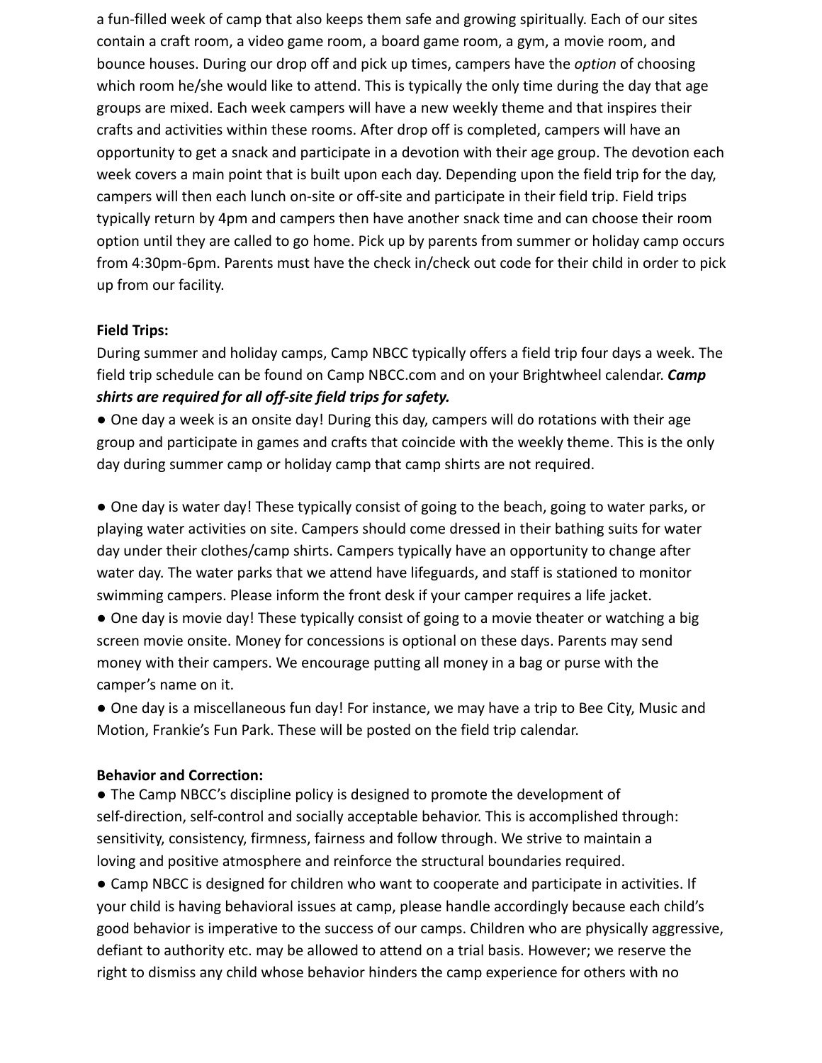a fun-filled week of camp that also keeps them safe and growing spiritually. Each of our sites contain a craft room, a video game room, a board game room, a gym, a movie room, and bounce houses. During our drop off and pick up times, campers have the *option* of choosing which room he/she would like to attend. This is typically the only time during the day that age groups are mixed. Each week campers will have a new weekly theme and that inspires their crafts and activities within these rooms. After drop off is completed, campers will have an opportunity to get a snack and participate in a devotion with their age group. The devotion each week covers a main point that is built upon each day. Depending upon the field trip for the day, campers will then each lunch on-site or off-site and participate in their field trip. Field trips typically return by 4pm and campers then have another snack time and can choose their room option until they are called to go home. Pick up by parents from summer or holiday camp occurs from 4:30pm-6pm. Parents must have the check in/check out code for their child in order to pick up from our facility.

**Field Trips:**

During summer and holiday camps, Camp NBCC typically offers a field trip four days a week. The field trip schedule can be found on Camp NBCC.com and on your Brightwheel calendar. ***Camp shirts are required for all off-site field trips for safety.***

- One day a week is an onsite day! During this day, campers will do rotations with their age group and participate in games and crafts that coincide with the weekly theme. This is the only day during summer camp or holiday camp that camp shirts are not required.

- One day is water day! These typically consist of going to the beach, going to water parks, or playing water activities on site. Campers should come dressed in their bathing suits for water day under their clothes/camp shirts. Campers typically have an opportunity to change after water day. The water parks that we attend have lifeguards, and staff is stationed to monitor swimming campers. Please inform the front desk if your camper requires a life jacket.
- One day is movie day! These typically consist of going to a movie theater or watching a big screen movie onsite. Money for concessions is optional on these days. Parents may send money with their campers. We encourage putting all money in a bag or purse with the camper's name on it.
- One day is a miscellaneous fun day! For instance, we may have a trip to Bee City, Music and Motion, Frankie's Fun Park. These will be posted on the field trip calendar.

**Behavior and Correction:**

- The Camp NBCC's discipline policy is designed to promote the development of self-direction, self-control and socially acceptable behavior. This is accomplished through: sensitivity, consistency, firmness, fairness and follow through. We strive to maintain a loving and positive atmosphere and reinforce the structural boundaries required.
- Camp NBCC is designed for children who want to cooperate and participate in activities. If your child is having behavioral issues at camp, please handle accordingly because each child's good behavior is imperative to the success of our camps. Children who are physically aggressive, defiant to authority etc. may be allowed to attend on a trial basis. However; we reserve the right to dismiss any child whose behavior hinders the camp experience for others with no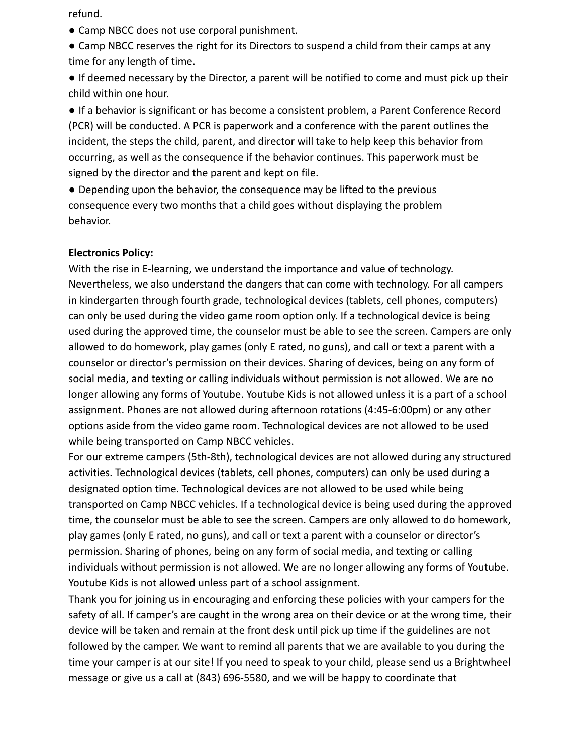refund.

- Camp NBCC does not use corporal punishment.
- Camp NBCC reserves the right for its Directors to suspend a child from their camps at any time for any length of time.
- If deemed necessary by the Director, a parent will be notified to come and must pick up their child within one hour.
- If a behavior is significant or has become a consistent problem, a Parent Conference Record (PCR) will be conducted. A PCR is paperwork and a conference with the parent outlines the incident, the steps the child, parent, and director will take to help keep this behavior from occurring, as well as the consequence if the behavior continues. This paperwork must be signed by the director and the parent and kept on file.
- Depending upon the behavior, the consequence may be lifted to the previous consequence every two months that a child goes without displaying the problem behavior.

**Electronics Policy:**

With the rise in E-learning, we understand the importance and value of technology. Nevertheless, we also understand the dangers that can come with technology. For all campers in kindergarten through fourth grade, technological devices (tablets, cell phones, computers) can only be used during the video game room option only. If a technological device is being used during the approved time, the counselor must be able to see the screen. Campers are only allowed to do homework, play games (only E rated, no guns), and call or text a parent with a counselor or director's permission on their devices. Sharing of devices, being on any form of social media, and texting or calling individuals without permission is not allowed. We are no longer allowing any forms of Youtube. Youtube Kids is not allowed unless it is a part of a school assignment. Phones are not allowed during afternoon rotations (4:45-6:00pm) or any other options aside from the video game room. Technological devices are not allowed to be used while being transported on Camp NBCC vehicles.

For our extreme campers (5th-8th), technological devices are not allowed during any structured activities. Technological devices (tablets, cell phones, computers) can only be used during a designated option time. Technological devices are not allowed to be used while being transported on Camp NBCC vehicles. If a technological device is being used during the approved time, the counselor must be able to see the screen. Campers are only allowed to do homework, play games (only E rated, no guns), and call or text a parent with a counselor or director's permission. Sharing of phones, being on any form of social media, and texting or calling individuals without permission is not allowed. We are no longer allowing any forms of Youtube. Youtube Kids is not allowed unless part of a school assignment.

Thank you for joining us in encouraging and enforcing these policies with your campers for the safety of all. If camper's are caught in the wrong area on their device or at the wrong time, their device will be taken and remain at the front desk until pick up time if the guidelines are not followed by the camper. We want to remind all parents that we are available to you during the time your camper is at our site! If you need to speak to your child, please send us a Brightwheel message or give us a call at (843) 696-5580, and we will be happy to coordinate that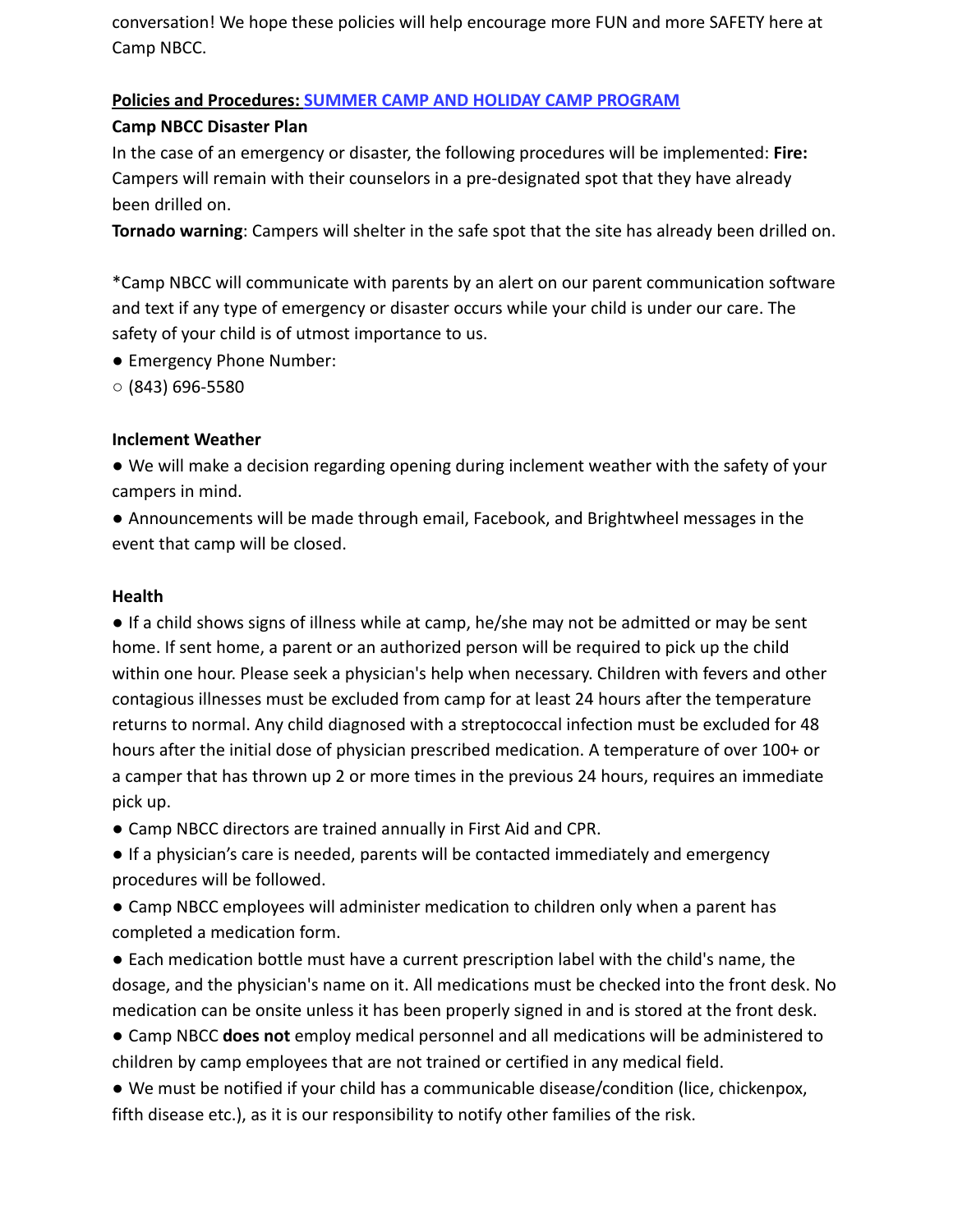conversation! We hope these policies will help encourage more FUN and more SAFETY here at Camp NBCC.

**Policies and Procedures: SUMMER CAMP AND HOLIDAY CAMP PROGRAM**

**Camp NBCC Disaster Plan**

In the case of an emergency or disaster, the following procedures will be implemented: **Fire:** Campers will remain with their counselors in a pre-designated spot that they have already been drilled on.

**Tornado warning**: Campers will shelter in the safe spot that the site has already been drilled on.

*Camp NBCC will communicate with parents by an alert on our parent communication software and text if any type of emergency or disaster occurs while your child is under our care. The safety of your child is of utmost importance to us.

- Emergency Phone Number:
  - (843) 696-5580

**Inclement Weather**

- We will make a decision regarding opening during inclement weather with the safety of your campers in mind.
- Announcements will be made through email, Facebook, and Brightwheel messages in the event that camp will be closed.

**Health**

- If a child shows signs of illness while at camp, he/she may not be admitted or may be sent home. If sent home, a parent or an authorized person will be required to pick up the child within one hour. Please seek a physician's help when necessary. Children with fevers and other contagious illnesses must be excluded from camp for at least 24 hours after the temperature returns to normal. Any child diagnosed with a streptococcal infection must be excluded for 48 hours after the initial dose of physician prescribed medication. A temperature of over 100+ or a camper that has thrown up 2 or more times in the previous 24 hours, requires an immediate pick up.
- Camp NBCC directors are trained annually in First Aid and CPR.
- If a physician's care is needed, parents will be contacted immediately and emergency procedures will be followed.
- Camp NBCC employees will administer medication to children only when a parent has completed a medication form.
- Each medication bottle must have a current prescription label with the child's name, the dosage, and the physician's name on it. All medications must be checked into the front desk. No medication can be onsite unless it has been properly signed in and is stored at the front desk.
- Camp NBCC **does not** employ medical personnel and all medications will be administered to children by camp employees that are not trained or certified in any medical field.
- We must be notified if your child has a communicable disease/condition (lice, chickenpox, fifth disease etc.), as it is our responsibility to notify other families of the risk.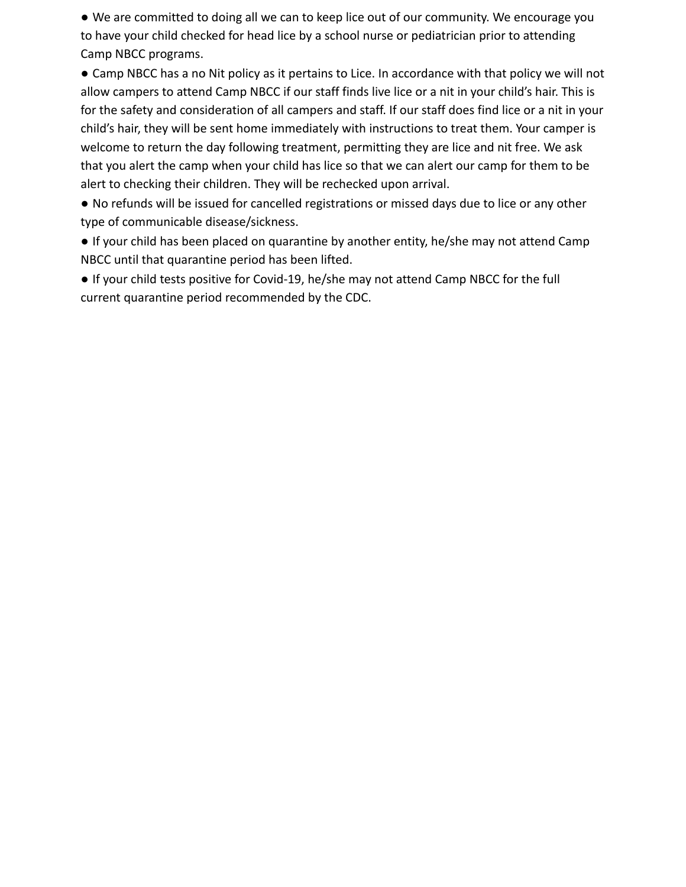- We are committed to doing all we can to keep lice out of our community. We encourage you to have your child checked for head lice by a school nurse or pediatrician prior to attending Camp NBCC programs.
- Camp NBCC has a no Nit policy as it pertains to Lice. In accordance with that policy we will not allow campers to attend Camp NBCC if our staff finds live lice or a nit in your child's hair. This is for the safety and consideration of all campers and staff. If our staff does find lice or a nit in your child's hair, they will be sent home immediately with instructions to treat them. Your camper is welcome to return the day following treatment, permitting they are lice and nit free. We ask that you alert the camp when your child has lice so that we can alert our camp for them to be alert to checking their children. They will be rechecked upon arrival.
- No refunds will be issued for cancelled registrations or missed days due to lice or any other type of communicable disease/sickness.
- If your child has been placed on quarantine by another entity, he/she may not attend Camp NBCC until that quarantine period has been lifted.
- If your child tests positive for Covid-19, he/she may not attend Camp NBCC for the full current quarantine period recommended by the CDC.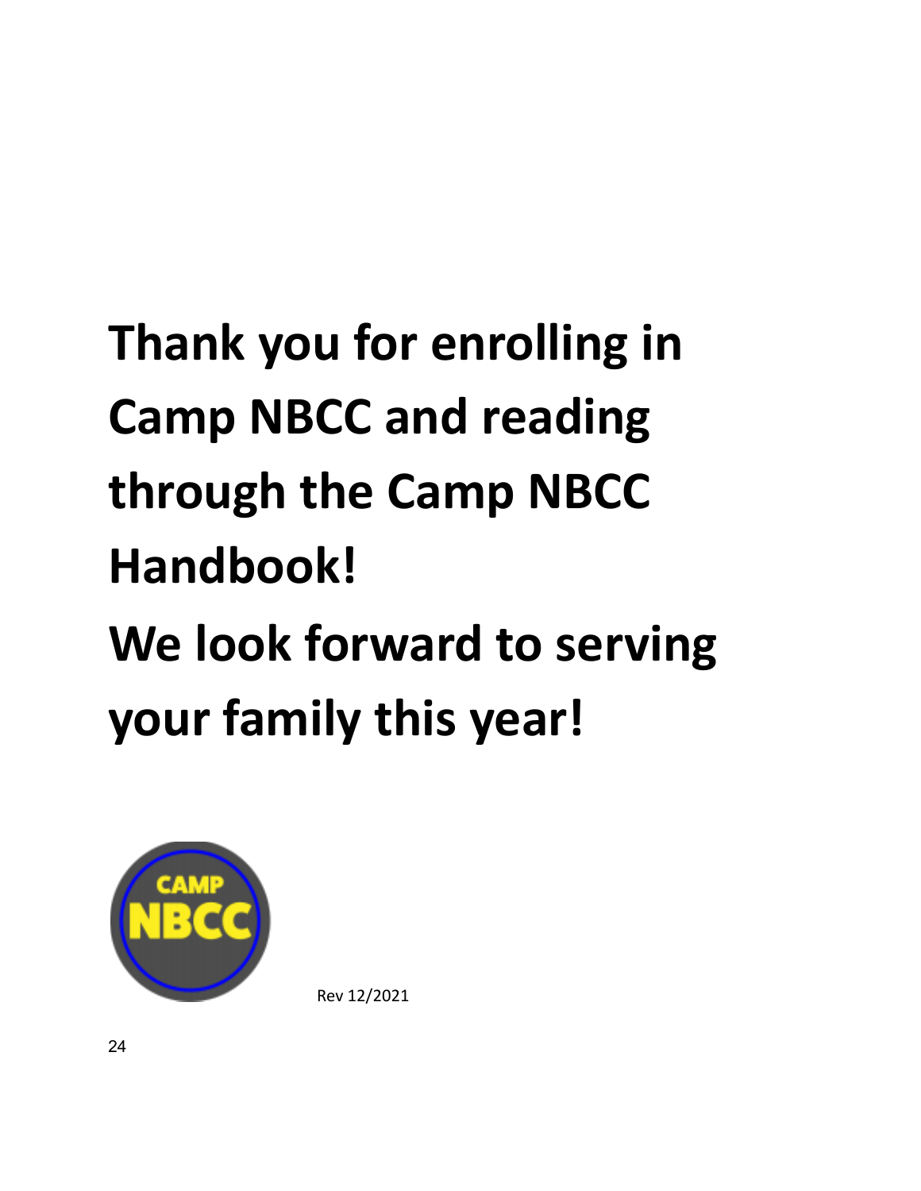**Thank you for enrolling in Camp NBCC and reading through the Camp NBCC Handbook!**

**We look forward to serving your family this year!**

CAMP NBCC

Rev 12/2021